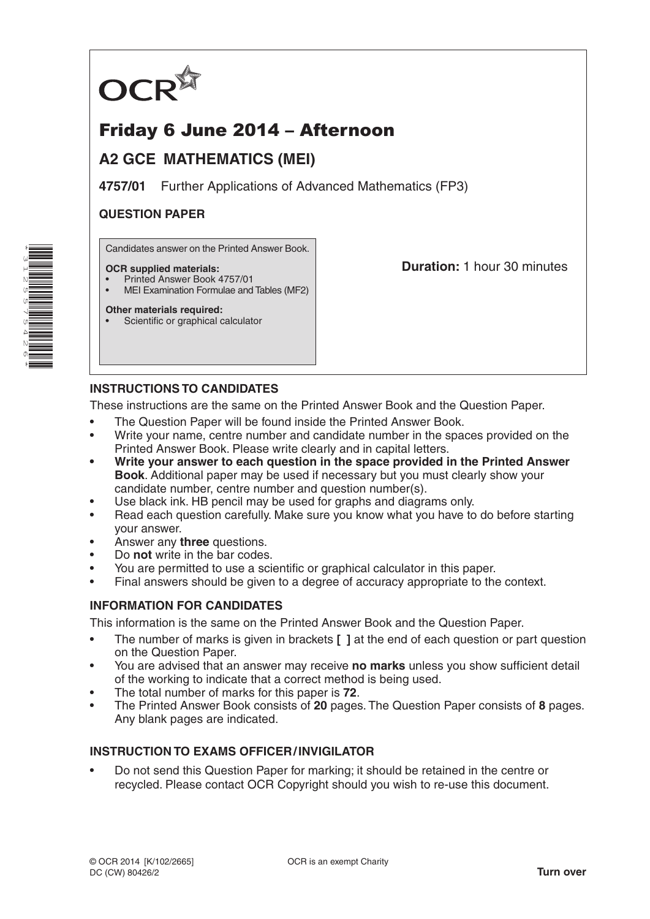OCR

# Friday 6 June 2014 – Afternoon

## A2 GCE MATHEMATICS (MEI)

**4757/01** Further Applications of Advanced Mathematics (FP3)

**QUESTION PAPER**

Candidates answer on the Printed Answer Book.

**OCR supplied materials:**
- Printed Answer Book 4757/01
- MEI Examination Formulae and Tables (MF2)

**Other materials required:**
- Scientific or graphical calculator

**Duration:** 1 hour 30 minutes

### INSTRUCTIONS TO CANDIDATES

These instructions are the same on the Printed Answer Book and the Question Paper.

- The Question Paper will be found inside the Printed Answer Book.
- Write your name, centre number and candidate number in the spaces provided on the Printed Answer Book. Please write clearly and in capital letters.
- **Write your answer to each question in the space provided in the Printed Answer Book**. Additional paper may be used if necessary but you must clearly show your candidate number, centre number and question number(s).
- Use black ink. HB pencil may be used for graphs and diagrams only.
- Read each question carefully. Make sure you know what you have to do before starting your answer.
- Answer any **three** questions.
- Do **not** write in the bar codes.
- You are permitted to use a scientific or graphical calculator in this paper.
- Final answers should be given to a degree of accuracy appropriate to the context.

### INFORMATION FOR CANDIDATES

This information is the same on the Printed Answer Book and the Question Paper.

- The number of marks is given in brackets **[ ]** at the end of each question or part question on the Question Paper.
- You are advised that an answer may receive **no marks** unless you show sufficient detail of the working to indicate that a correct method is being used.
- The total number of marks for this paper is **72**.
- The Printed Answer Book consists of **20** pages. The Question Paper consists of **8** pages. Any blank pages are indicated.

### INSTRUCTION TO EXAMS OFFICER / INVIGILATOR

- Do not send this Question Paper for marking; it should be retained in the centre or recycled. Please contact OCR Copyright should you wish to re-use this document.

© OCR 2014 [K/102/2665]
DC (CW) 80426/2

OCR is an exempt Charity

**Turn over**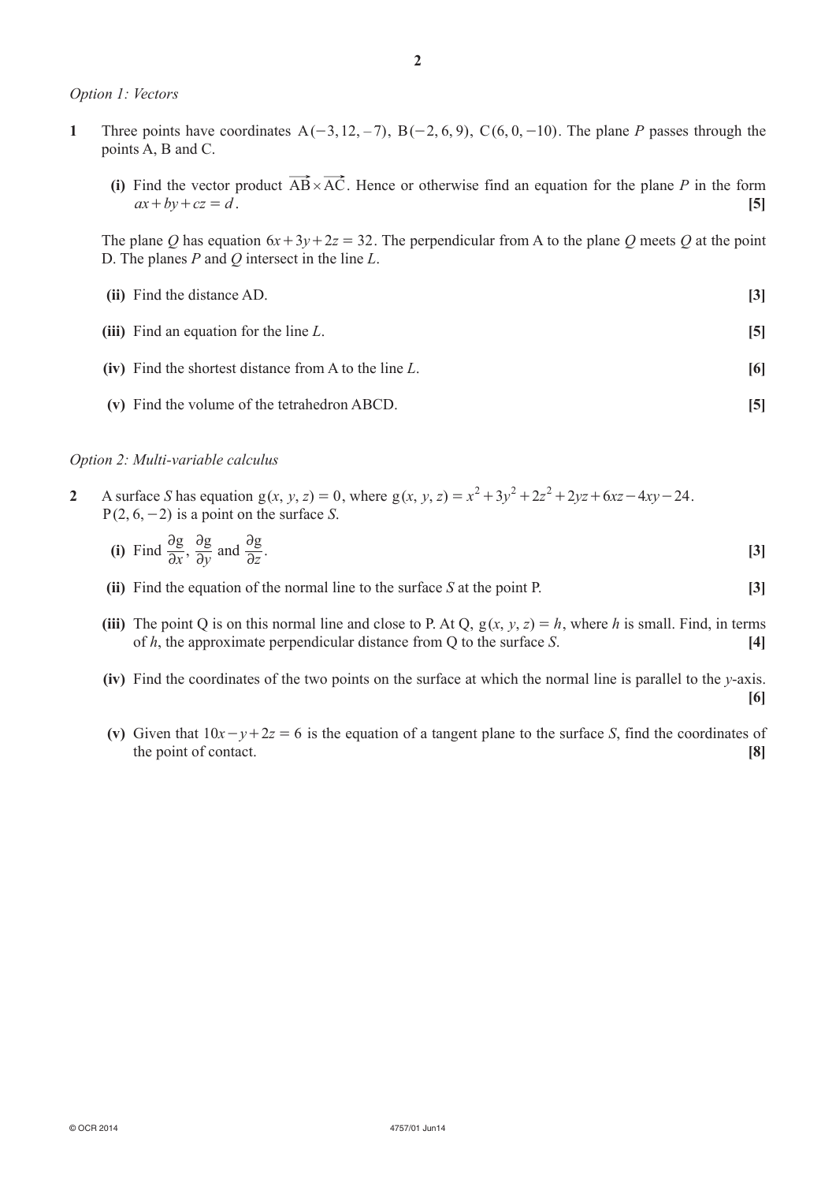*Option 1: Vectors*

**1** Three points have coordinates $A(-3, 12, -7)$, $B(-2, 6, 9)$, $C(6, 0, -10)$. The plane $P$ passes through the points A, B and C.

**(i)** Find the vector product $\overrightarrow{AB} \times \overrightarrow{AC}$. Hence or otherwise find an equation for the plane $P$ in the form $ax + by + cz = d$. **[5]**

The plane $Q$ has equation $6x + 3y + 2z = 32$. The perpendicular from A to the plane $Q$ meets $Q$ at the point D. The planes $P$ and $Q$ intersect in the line $L$.

**(ii)** Find the distance AD. **[3]**

**(iii)** Find an equation for the line $L$. **[5]**

**(iv)** Find the shortest distance from A to the line $L$. **[6]**

**(v)** Find the volume of the tetrahedron ABCD. **[5]**

*Option 2: Multi-variable calculus*

**2** A surface $S$ has equation $g(x, y, z) = 0$, where $g(x, y, z) = x^2 + 3y^2 + 2z^2 + 2yz + 6xz - 4xy - 24$. $P(2, 6, -2)$ is a point on the surface $S$.

**(i)** Find $\frac{\partial g}{\partial x}$, $\frac{\partial g}{\partial y}$ and $\frac{\partial g}{\partial z}$. **[3]**

**(ii)** Find the equation of the normal line to the surface $S$ at the point P. **[3]**

**(iii)** The point Q is on this normal line and close to P. At Q, $g(x, y, z) = h$, where $h$ is small. Find, in terms of $h$, the approximate perpendicular distance from Q to the surface $S$. **[4]**

**(iv)** Find the coordinates of the two points on the surface at which the normal line is parallel to the $y$-axis. **[6]**

**(v)** Given that $10x - y + 2z = 6$ is the equation of a tangent plane to the surface $S$, find the coordinates of the point of contact. **[8]**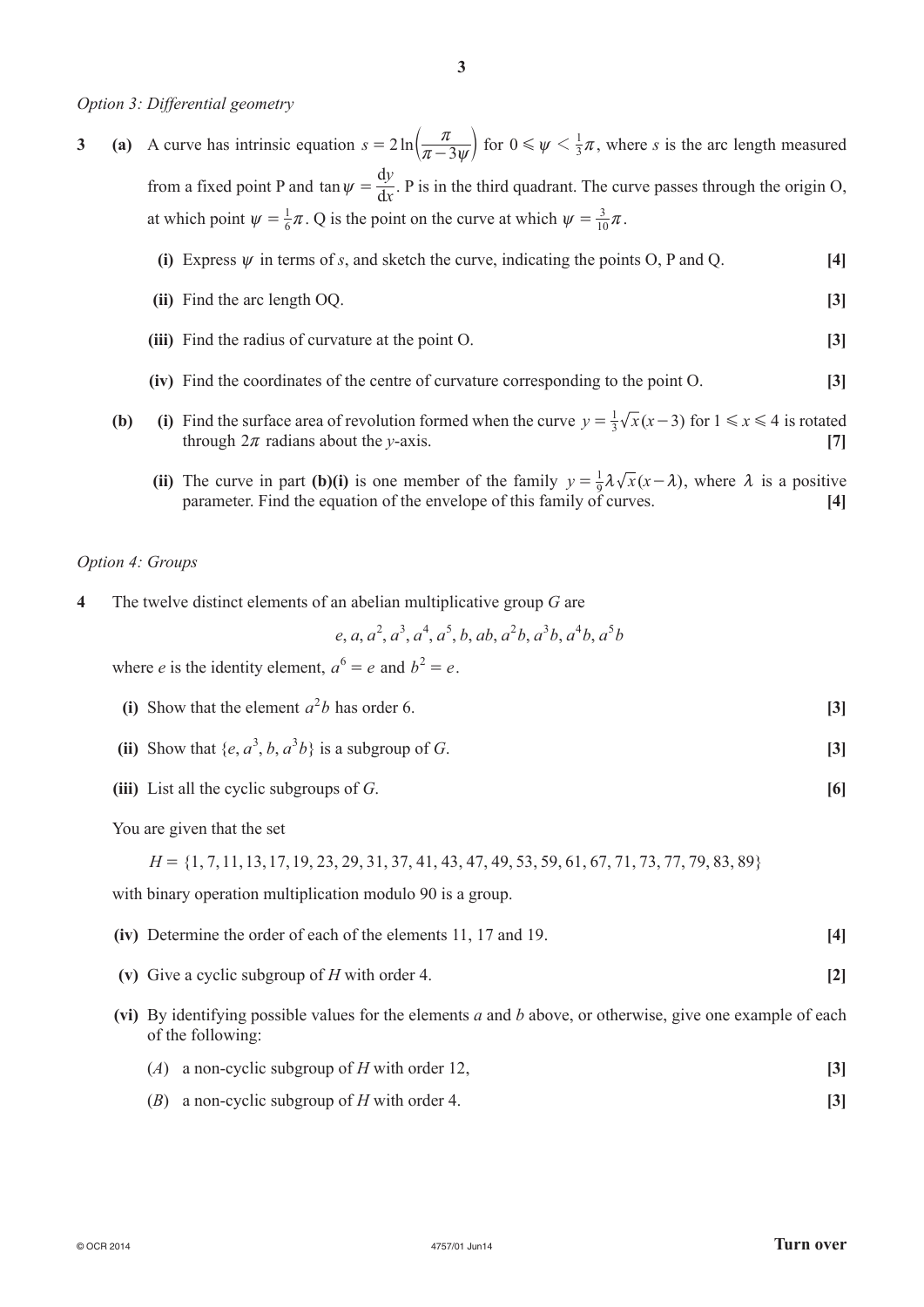*Option 3: Differential geometry*

**3** **(a)** A curve has intrinsic equation $s = 2\ln\left(\dfrac{\pi}{\pi - 3\psi}\right)$ for $0 \leqslant \psi < \frac{1}{3}\pi$, where $s$ is the arc length measured from a fixed point P and $\tan\psi = \dfrac{\mathrm{d}y}{\mathrm{d}x}$. P is in the third quadrant. The curve passes through the origin O, at which point $\psi = \frac{1}{6}\pi$. Q is the point on the curve at which $\psi = \frac{3}{10}\pi$.

**(i)** Express $\psi$ in terms of $s$, and sketch the curve, indicating the points O, P and Q. **[4]**

**(ii)** Find the arc length OQ. **[3]**

**(iii)** Find the radius of curvature at the point O. **[3]**

**(iv)** Find the coordinates of the centre of curvature corresponding to the point O. **[3]**

**(b)** **(i)** Find the surface area of revolution formed when the curve $y = \frac{1}{3}\sqrt{x}(x-3)$ for $1 \leqslant x \leqslant 4$ is rotated through $2\pi$ radians about the $y$-axis. **[7]**

**(ii)** The curve in part **(b)(i)** is one member of the family $y = \frac{1}{9}\lambda\sqrt{x}(x-\lambda)$, where $\lambda$ is a positive parameter. Find the equation of the envelope of this family of curves. **[4]**

*Option 4: Groups*

**4** The twelve distinct elements of an abelian multiplicative group $G$ are

$$e, a, a^2, a^3, a^4, a^5, b, ab, a^2b, a^3b, a^4b, a^5b$$

where $e$ is the identity element, $a^6 = e$ and $b^2 = e$.

**(i)** Show that the element $a^2b$ has order 6. **[3]**

**(ii)** Show that $\{e, a^3, b, a^3b\}$ is a subgroup of $G$. **[3]**

**(iii)** List all the cyclic subgroups of $G$. **[6]**

You are given that the set

$H = \{1, 7, 11, 13, 17, 19, 23, 29, 31, 37, 41, 43, 47, 49, 53, 59, 61, 67, 71, 73, 77, 79, 83, 89\}$

with binary operation multiplication modulo 90 is a group.

**(iv)** Determine the order of each of the elements 11, 17 and 19. **[4]**

**(v)** Give a cyclic subgroup of $H$ with order 4. **[2]**

**(vi)** By identifying possible values for the elements $a$ and $b$ above, or otherwise, give one example of each of the following:

($A$) a non-cyclic subgroup of $H$ with order 12, **[3]**

($B$) a non-cyclic subgroup of $H$ with order 4. **[3]**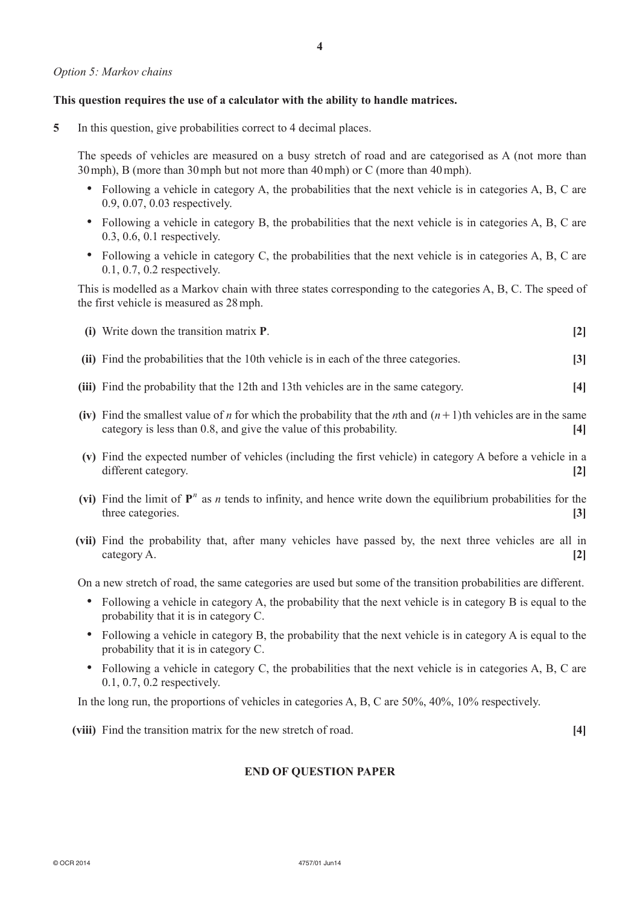*Option 5: Markov chains*

**This question requires the use of a calculator with the ability to handle matrices.**

**5** In this question, give probabilities correct to 4 decimal places.

The speeds of vehicles are measured on a busy stretch of road and are categorised as A (not more than 30 mph), B (more than 30 mph but not more than 40 mph) or C (more than 40 mph).

- Following a vehicle in category A, the probabilities that the next vehicle is in categories A, B, C are 0.9, 0.07, 0.03 respectively.
- Following a vehicle in category B, the probabilities that the next vehicle is in categories A, B, C are 0.3, 0.6, 0.1 respectively.
- Following a vehicle in category C, the probabilities that the next vehicle is in categories A, B, C are 0.1, 0.7, 0.2 respectively.

This is modelled as a Markov chain with three states corresponding to the categories A, B, C. The speed of the first vehicle is measured as 28 mph.

**(i)** Write down the transition matrix $\mathbf{P}$. **[2]**

**(ii)** Find the probabilities that the 10th vehicle is in each of the three categories. **[3]**

**(iii)** Find the probability that the 12th and 13th vehicles are in the same category. **[4]**

**(iv)** Find the smallest value of $n$ for which the probability that the $n$th and $(n+1)$th vehicles are in the same category is less than 0.8, and give the value of this probability. **[4]**

**(v)** Find the expected number of vehicles (including the first vehicle) in category A before a vehicle in a different category. **[2]**

**(vi)** Find the limit of $\mathbf{P}^n$ as $n$ tends to infinity, and hence write down the equilibrium probabilities for the three categories. **[3]**

**(vii)** Find the probability that, after many vehicles have passed by, the next three vehicles are all in category A. **[2]**

On a new stretch of road, the same categories are used but some of the transition probabilities are different.

- Following a vehicle in category A, the probability that the next vehicle is in category B is equal to the probability that it is in category C.
- Following a vehicle in category B, the probability that the next vehicle is in category A is equal to the probability that it is in category C.
- Following a vehicle in category C, the probabilities that the next vehicle is in categories A, B, C are 0.1, 0.7, 0.2 respectively.

In the long run, the proportions of vehicles in categories A, B, C are 50%, 40%, 10% respectively.

**(viii)** Find the transition matrix for the new stretch of road. **[4]**

**END OF QUESTION PAPER**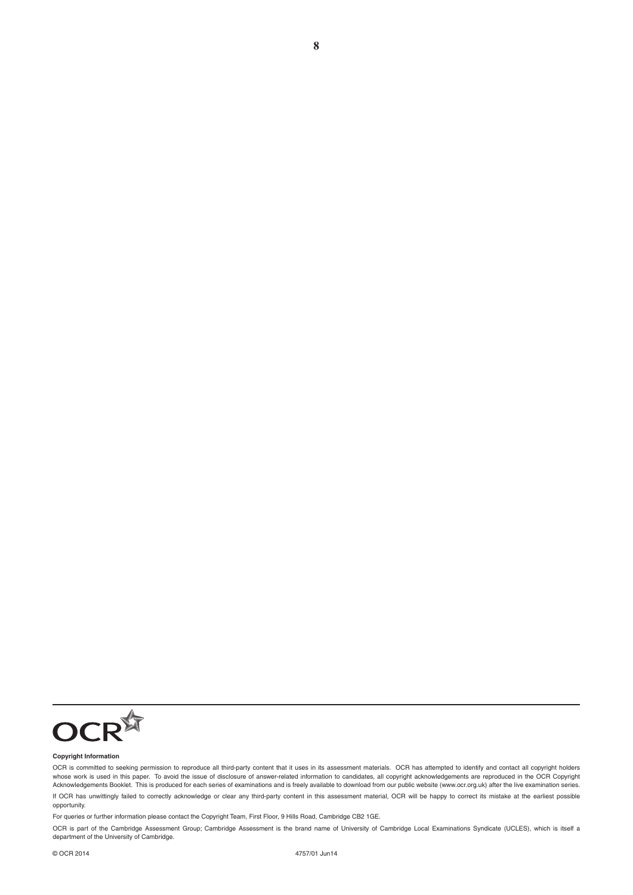**Copyright Information**

OCR is committed to seeking permission to reproduce all third-party content that it uses in its assessment materials. OCR has attempted to identify and contact all copyright holders whose work is used in this paper. To avoid the issue of disclosure of answer-related information to candidates, all copyright acknowledgements are reproduced in the OCR Copyright Acknowledgements Booklet. This is produced for each series of examinations and is freely available to download from our public website (www.ocr.org.uk) after the live examination series.

If OCR has unwittingly failed to correctly acknowledge or clear any third-party content in this assessment material, OCR will be happy to correct its mistake at the earliest possible opportunity.

For queries or further information please contact the Copyright Team, First Floor, 9 Hills Road, Cambridge CB2 1GE.

OCR is part of the Cambridge Assessment Group; Cambridge Assessment is the brand name of University of Cambridge Local Examinations Syndicate (UCLES), which is itself a department of the University of Cambridge.

© OCR 2014 4757/01 Jun14